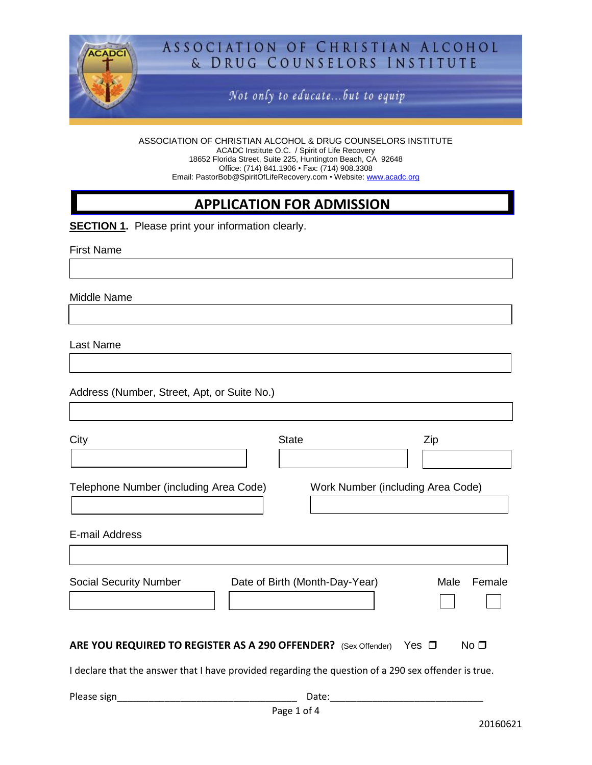# ASSOCIATION OF CHRISTIAN ALCOHOL & DRUG COUNSELORS INSTITUTE

*Not only to educate...but to equip*

ASSOCIATION OF CHRISTIAN ALCOHOL & DRUG COUNSELORS INSTITUTE
ACADC Institute O.C. / Spirit of Life Recovery
18652 Florida Street, Suite 225, Huntington Beach, CA 92648
Office: (714) 841.1906 • Fax: (714) 908.3308
Email: PastorBob@SpiritOfLifeRecovery.com • Website: www.acadc.org

## APPLICATION FOR ADMISSION

**SECTION 1.** Please print your information clearly.

First Name

Middle Name

Last Name

Address (Number, Street, Apt, or Suite No.)

City | State | Zip

Telephone Number (including Area Code) | Work Number (including Area Code)

E-mail Address

Social Security Number | Date of Birth (Month-Day-Year) | Male ☐ Female ☐

**ARE YOU REQUIRED TO REGISTER AS A 290 OFFENDER?** (Sex Offender) Yes ☐ No ☐

I declare that the answer that I have provided regarding the question of a 290 sex offender is true.

Please sign___________________________________ Date:______________________________

20160621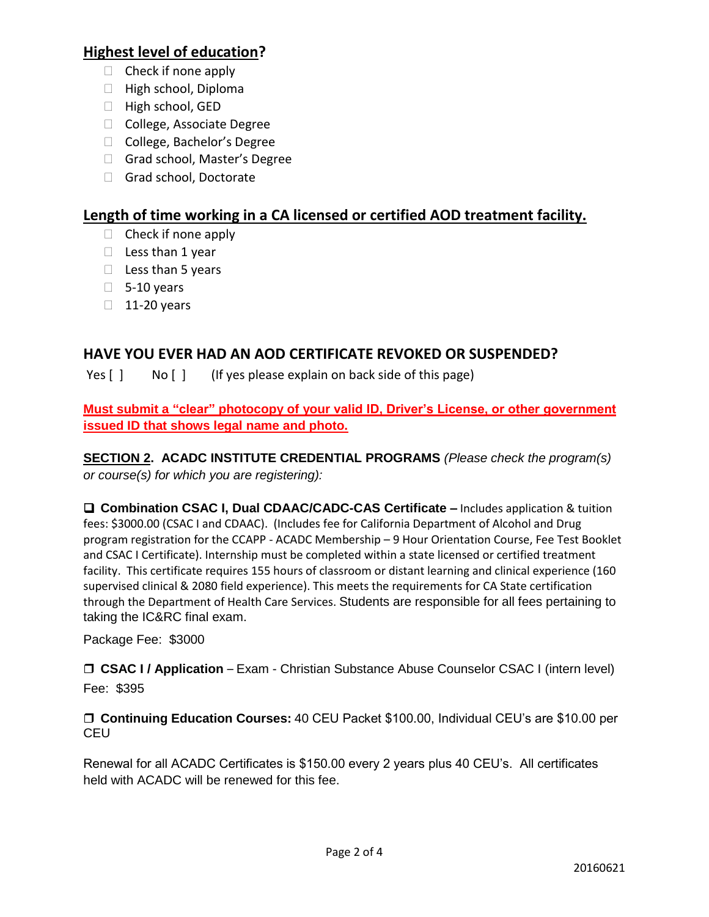## **Highest level of education?**

- ☐ Check if none apply
- ☐ High school, Diploma
- ☐ High school, GED
- ☐ College, Associate Degree
- ☐ College, Bachelor's Degree
- ☐ Grad school, Master's Degree
- ☐ Grad school, Doctorate

## **Length of time working in a CA licensed or certified AOD treatment facility.**

- ☐ Check if none apply
- ☐ Less than 1 year
- ☐ Less than 5 years
- ☐ 5-10 years
- ☐ 11-20 years

## HAVE YOU EVER HAD AN AOD CERTIFICATE REVOKED OR SUSPENDED?

Yes [ ]    No [ ]    (If yes please explain on back side of this page)

**Must submit a "clear" photocopy of your valid ID, Driver's License, or other government issued ID that shows legal name and photo.**

**SECTION 2. ACADC INSTITUTE CREDENTIAL PROGRAMS** *(Please check the program(s) or course(s) for which you are registering):*

☐ **Combination CSAC I, Dual CDAAC/CADC-CAS Certificate –** Includes application & tuition fees: $3000.00 (CSAC I and CDAAC). (Includes fee for California Department of Alcohol and Drug program registration for the CCAPP - ACADC Membership – 9 Hour Orientation Course, Fee Test Booklet and CSAC I Certificate). Internship must be completed within a state licensed or certified treatment facility. This certificate requires 155 hours of classroom or distant learning and clinical experience (160 supervised clinical & 2080 field experience). This meets the requirements for CA State certification through the Department of Health Care Services. Students are responsible for all fees pertaining to taking the IC&RC final exam.

Package Fee: $3000

☐ **CSAC I / Application** – Exam - Christian Substance Abuse Counselor CSAC I (intern level) Fee: $395

☐ **Continuing Education Courses:** 40 CEU Packet $100.00, Individual CEU's are $10.00 per CEU

Renewal for all ACADC Certificates is $150.00 every 2 years plus 40 CEU's. All certificates held with ACADC will be renewed for this fee.

20160621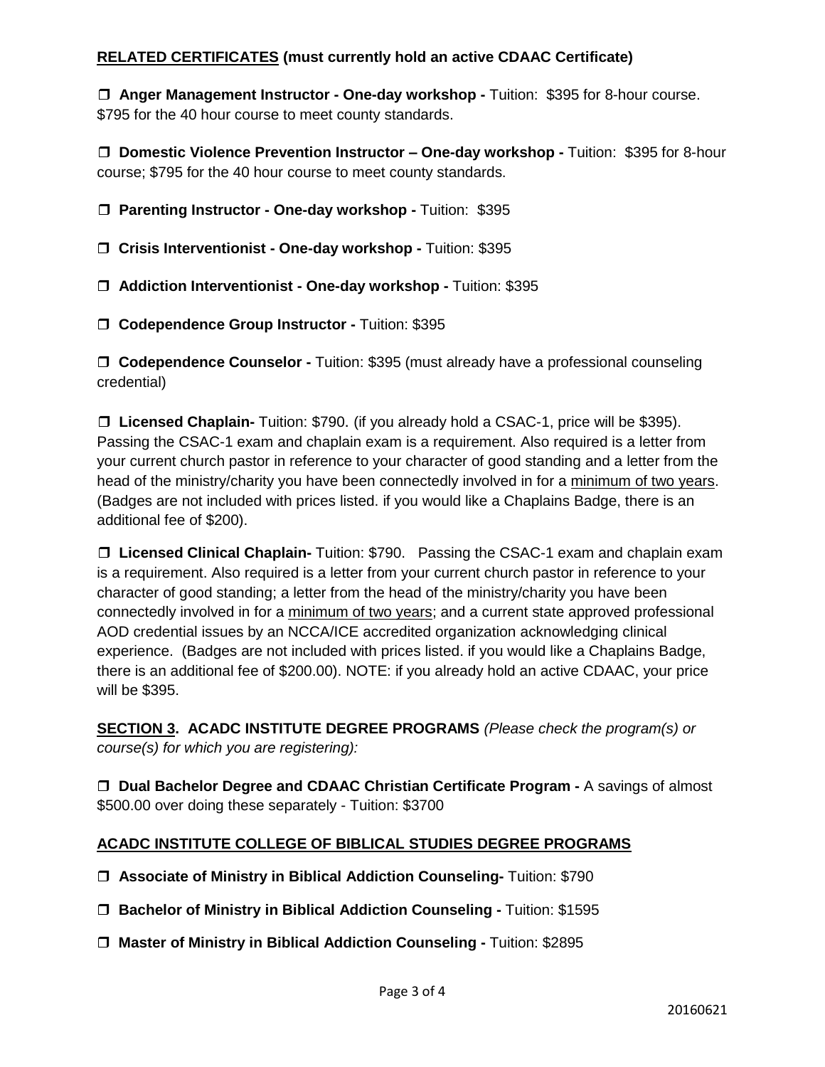**<u>RELATED CERTIFICATES</u> (must currently hold an active CDAAC Certificate)**

❒ **Anger Management Instructor - One-day workshop -** Tuition: $395 for 8-hour course. $795 for the 40 hour course to meet county standards.

❒ **Domestic Violence Prevention Instructor – One-day workshop -** Tuition: $395 for 8-hour course; $795 for the 40 hour course to meet county standards.

❒ **Parenting Instructor - One-day workshop -** Tuition: $395

❒ **Crisis Interventionist - One-day workshop -** Tuition: $395

❒ **Addiction Interventionist - One-day workshop -** Tuition: $395

❒ **Codependence Group Instructor -** Tuition: $395

❒ **Codependence Counselor -** Tuition: $395 (must already have a professional counseling credential)

❒ **Licensed Chaplain-** Tuition: $790. (if you already hold a CSAC-1, price will be $395). Passing the CSAC-1 exam and chaplain exam is a requirement. Also required is a letter from your current church pastor in reference to your character of good standing and a letter from the head of the ministry/charity you have been connectedly involved in for a <u>minimum of two years</u>. (Badges are not included with prices listed. if you would like a Chaplains Badge, there is an additional fee of $200).

❒ **Licensed Clinical Chaplain-** Tuition: $790. Passing the CSAC-1 exam and chaplain exam is a requirement. Also required is a letter from your current church pastor in reference to your character of good standing; a letter from the head of the ministry/charity you have been connectedly involved in for a <u>minimum of two years</u>; and a current state approved professional AOD credential issues by an NCCA/ICE accredited organization acknowledging clinical experience. (Badges are not included with prices listed. if you would like a Chaplains Badge, there is an additional fee of $200.00). NOTE: if you already hold an active CDAAC, your price will be $395.

**<u>SECTION 3</u>. ACADC INSTITUTE DEGREE PROGRAMS** *(Please check the program(s) or course(s) for which you are registering):*

❒ **Dual Bachelor Degree and CDAAC Christian Certificate Program -** A savings of almost $500.00 over doing these separately - Tuition: $3700

**<u>ACADC INSTITUTE COLLEGE OF BIBLICAL STUDIES DEGREE PROGRAMS</u>**

❒ **Associate of Ministry in Biblical Addiction Counseling-** Tuition: $790

❒ **Bachelor of Ministry in Biblical Addiction Counseling -** Tuition: $1595

❒ **Master of Ministry in Biblical Addiction Counseling -** Tuition: $2895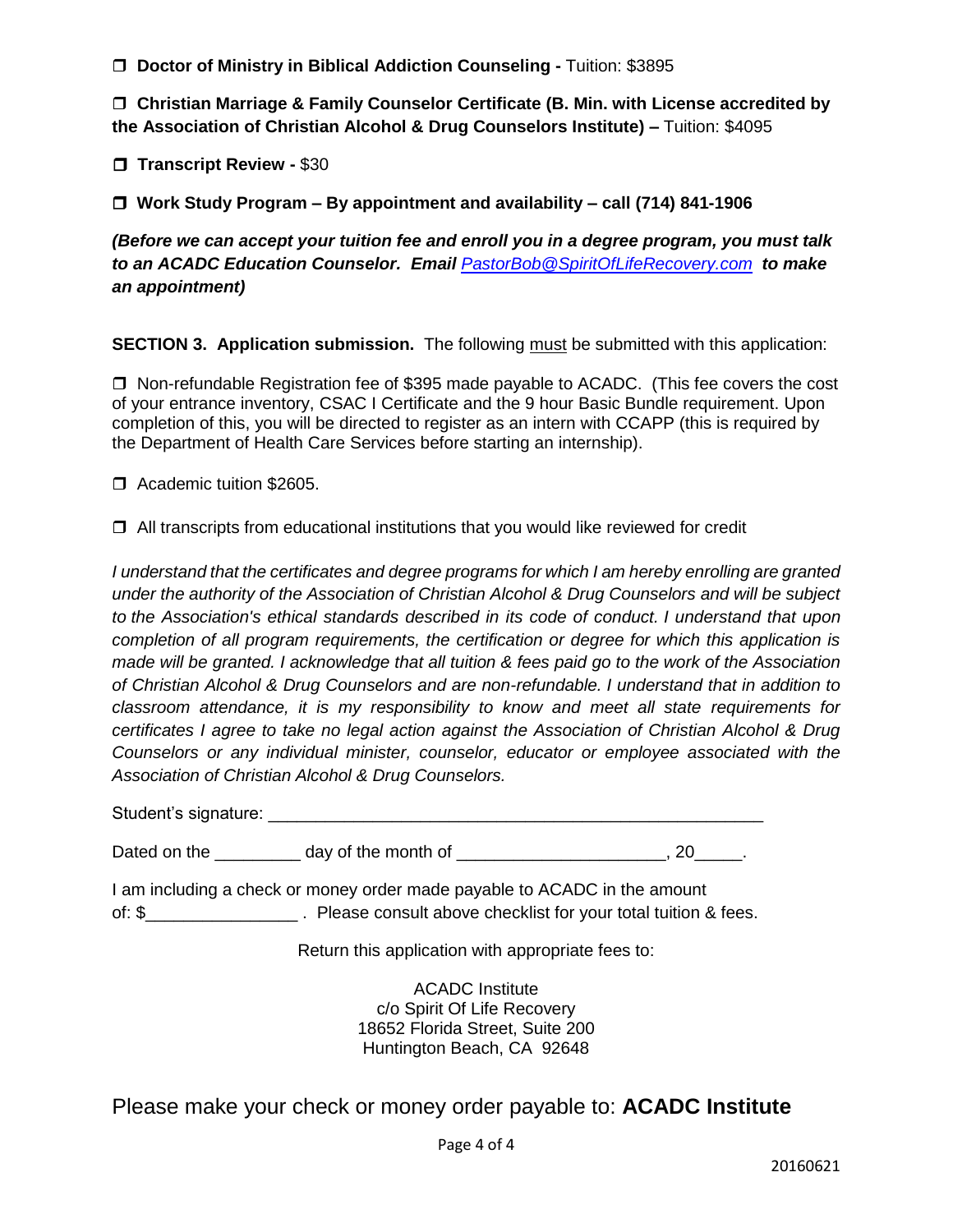❒ **Doctor of Ministry in Biblical Addiction Counseling -** Tuition: $3895

❒ **Christian Marriage & Family Counselor Certificate (B. Min. with License accredited by the Association of Christian Alcohol & Drug Counselors Institute) –** Tuition: $4095

❒ **Transcript Review -** $30

❒ **Work Study Program – By appointment and availability – call (714) 841-1906**

***(Before we can accept your tuition fee and enroll you in a degree program, you must talk to an ACADC Education Counselor. Email*** *PastorBob@SpiritOfLifeRecovery.com* ***to make an appointment)***

**SECTION 3. Application submission.** The following must be submitted with this application:

❒ Non-refundable Registration fee of $395 made payable to ACADC. (This fee covers the cost of your entrance inventory, CSAC I Certificate and the 9 hour Basic Bundle requirement. Upon completion of this, you will be directed to register as an intern with CCAPP (this is required by the Department of Health Care Services before starting an internship).

❒ Academic tuition $2605.

❒ All transcripts from educational institutions that you would like reviewed for credit

*I understand that the certificates and degree programs for which I am hereby enrolling are granted under the authority of the Association of Christian Alcohol & Drug Counselors and will be subject to the Association's ethical standards described in its code of conduct. I understand that upon completion of all program requirements, the certification or degree for which this application is made will be granted. I acknowledge that all tuition & fees paid go to the work of the Association of Christian Alcohol & Drug Counselors and are non-refundable. I understand that in addition to classroom attendance, it is my responsibility to know and meet all state requirements for certificates I agree to take no legal action against the Association of Christian Alcohol & Drug Counselors or any individual minister, counselor, educator or employee associated with the Association of Christian Alcohol & Drug Counselors.*

Student's signature: _____________________________________________________

Dated on the _________ day of the month of _____________________, 20_____.

I am including a check or money order made payable to ACADC in the amount of: $________________ . Please consult above checklist for your total tuition & fees.

Return this application with appropriate fees to:

ACADC Institute
c/o Spirit Of Life Recovery
18652 Florida Street, Suite 200
Huntington Beach, CA 92648

Please make your check or money order payable to: **ACADC Institute**

20160621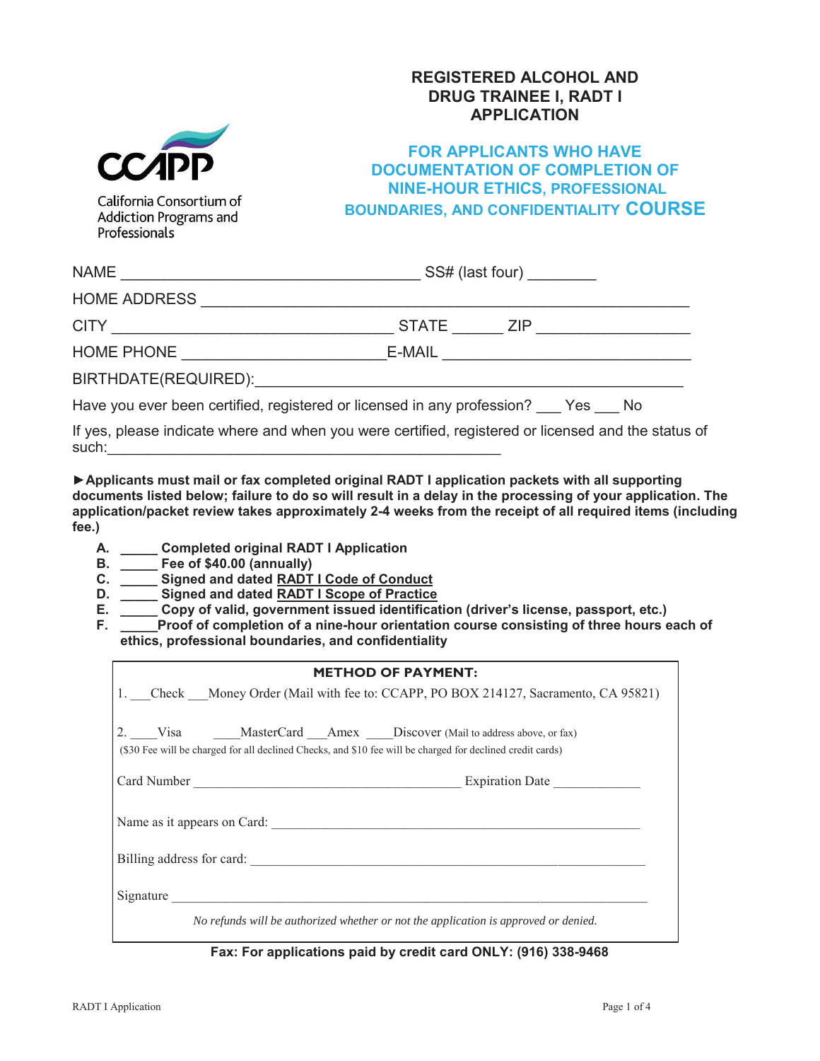California Consortium of Addiction Programs and Professionals

# REGISTERED ALCOHOL AND DRUG TRAINEE I, RADT I APPLICATION

## FOR APPLICANTS WHO HAVE DOCUMENTATION OF COMPLETION OF NINE-HOUR ETHICS, PROFESSIONAL BOUNDARIES, AND CONFIDENTIALITY COURSE

NAME ___________________________________ SS# (last four) ________

HOME ADDRESS ________________________________________________________

CITY _________________________________ STATE ______ ZIP _________________

HOME PHONE ________________________ E-MAIL _____________________________

BIRTHDATE(REQUIRED):_________________________________________________

Have you ever been certified, registered or licensed in any profession? ___ Yes ___ No

If yes, please indicate where and when you were certified, registered or licensed and the status of such:_______________________________________________

►**Applicants must mail or fax completed original RADT I application packets with all supporting documents listed below; failure to do so will result in a delay in the processing of your application. The application/packet review takes approximately 2-4 weeks from the receipt of all required items (including fee.)**

- **A. _____ Completed original RADT I Application**
- **B. _____ Fee of $40.00 (annually)**
- **C. _____ Signed and dated RADT I Code of Conduct**
- **D. _____ Signed and dated RADT I Scope of Practice**
- **E. _____ Copy of valid, government issued identification (driver's license, passport, etc.)**
- **F. _____Proof of completion of a nine-hour orientation course consisting of three hours each of ethics, professional boundaries, and confidentiality**

**METHOD OF PAYMENT:**

1. ___Check ___Money Order (Mail with fee to: CCAPP, PO BOX 214127, Sacramento, CA 95821)

2. ____Visa ____MasterCard ___Amex ____Discover (Mail to address above, or fax)
($30 Fee will be charged for all declined Checks, and $10 fee will be charged for declined credit cards)

Card Number _______________________________________ Expiration Date ____________

Name as it appears on Card: _______________________________________________________

Billing address for card: __________________________________________________________

Signature ______________________________________________________________________

*No refunds will be authorized whether or not the application is approved or denied.*

**Fax: For applications paid by credit card ONLY: (916) 338-9468**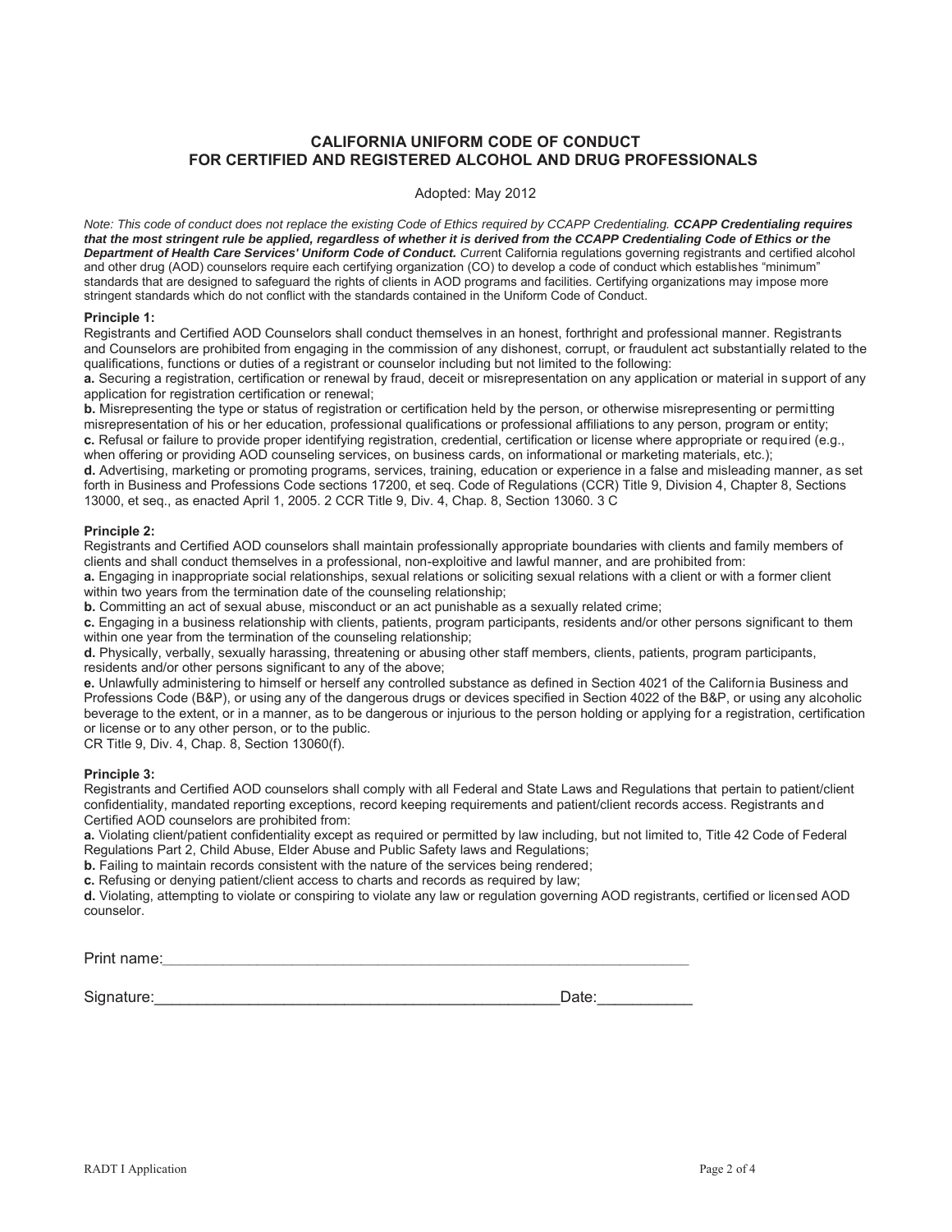# CALIFORNIA UNIFORM CODE OF CONDUCT FOR CERTIFIED AND REGISTERED ALCOHOL AND DRUG PROFESSIONALS

Adopted: May 2012

*Note: This code of conduct does not replace the existing Code of Ethics required by CCAPP Credentialing.* ***CCAPP Credentialing requires that the most stringent rule be applied, regardless of whether it is derived from the CCAPP Credentialing Code of Ethics or the Department of Health Care Services' Uniform Code of Conduct.*** *Curr*ent California regulations governing registrants and certified alcohol and other drug (AOD) counselors require each certifying organization (CO) to develop a code of conduct which establishes "minimum" standards that are designed to safeguard the rights of clients in AOD programs and facilities. Certifying organizations may impose more stringent standards which do not conflict with the standards contained in the Uniform Code of Conduct.

**Principle 1:**

Registrants and Certified AOD Counselors shall conduct themselves in an honest, forthright and professional manner. Registrants and Counselors are prohibited from engaging in the commission of any dishonest, corrupt, or fraudulent act substantially related to the qualifications, functions or duties of a registrant or counselor including but not limited to the following:

**a.** Securing a registration, certification or renewal by fraud, deceit or misrepresentation on any application or material in support of any application for registration certification or renewal;

**b.** Misrepresenting the type or status of registration or certification held by the person, or otherwise misrepresenting or permitting misrepresentation of his or her education, professional qualifications or professional affiliations to any person, program or entity;

**c.** Refusal or failure to provide proper identifying registration, credential, certification or license where appropriate or required (e.g., when offering or providing AOD counseling services, on business cards, on informational or marketing materials, etc.);

**d.** Advertising, marketing or promoting programs, services, training, education or experience in a false and misleading manner, as set forth in Business and Professions Code sections 17200, et seq. Code of Regulations (CCR) Title 9, Division 4, Chapter 8, Sections 13000, et seq., as enacted April 1, 2005. 2 CCR Title 9, Div. 4, Chap. 8, Section 13060. 3 C

**Principle 2:**

Registrants and Certified AOD counselors shall maintain professionally appropriate boundaries with clients and family members of clients and shall conduct themselves in a professional, non-exploitive and lawful manner, and are prohibited from:

**a.** Engaging in inappropriate social relationships, sexual relations or soliciting sexual relations with a client or with a former client within two years from the termination date of the counseling relationship;

**b.** Committing an act of sexual abuse, misconduct or an act punishable as a sexually related crime;

**c.** Engaging in a business relationship with clients, patients, program participants, residents and/or other persons significant to them within one year from the termination of the counseling relationship;

**d.** Physically, verbally, sexually harassing, threatening or abusing other staff members, clients, patients, program participants, residents and/or other persons significant to any of the above;

**e.** Unlawfully administering to himself or herself any controlled substance as defined in Section 4021 of the California Business and Professions Code (B&P), or using any of the dangerous drugs or devices specified in Section 4022 of the B&P, or using any alcoholic beverage to the extent, or in a manner, as to be dangerous or injurious to the person holding or applying for a registration, certification or license or to any other person, or to the public.

CR Title 9, Div. 4, Chap. 8, Section 13060(f).

**Principle 3:**

Registrants and Certified AOD counselors shall comply with all Federal and State Laws and Regulations that pertain to patient/client confidentiality, mandated reporting exceptions, record keeping requirements and patient/client records access. Registrants and Certified AOD counselors are prohibited from:

**a.** Violating client/patient confidentiality except as required or permitted by law including, but not limited to, Title 42 Code of Federal Regulations Part 2, Child Abuse, Elder Abuse and Public Safety laws and Regulations;

**b.** Failing to maintain records consistent with the nature of the services being rendered;

**c.** Refusing or denying patient/client access to charts and records as required by law;

**d.** Violating, attempting to violate or conspiring to violate any law or regulation governing AOD registrants, certified or licensed AOD counselor.

Print name:\_\_\_\_\_\_\_\_\_\_\_\_\_\_\_\_\_\_\_\_\_\_\_\_\_\_\_\_\_\_\_\_\_\_\_\_\_\_\_\_\_\_\_\_\_\_\_\_

Signature:\_\_\_\_\_\_\_\_\_\_\_\_\_\_\_\_\_\_\_\_\_\_\_\_\_\_\_\_\_\_\_\_\_\_\_\_\_\_\_\_Date:\_\_\_\_\_\_\_\_\_\_\_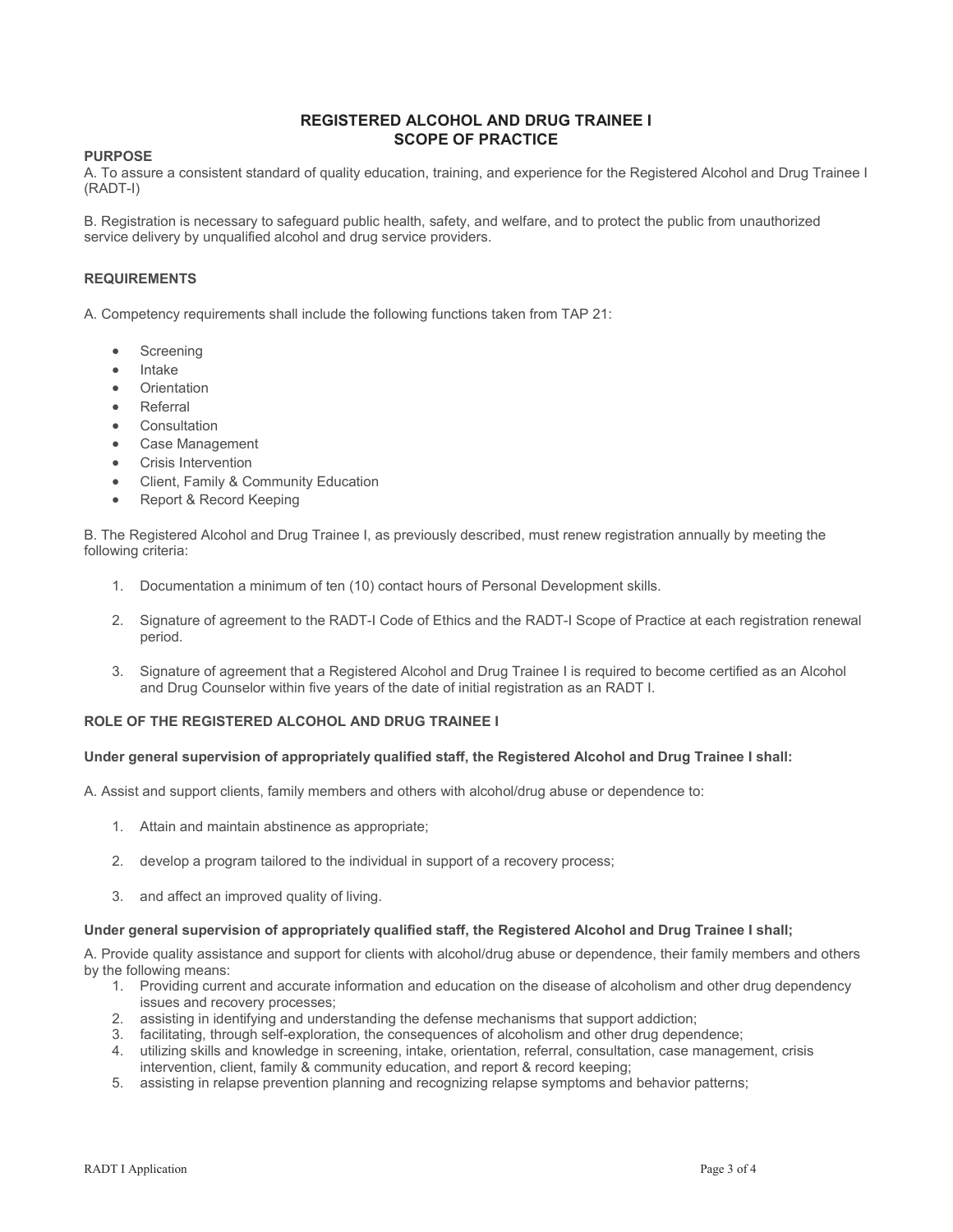# REGISTERED ALCOHOL AND DRUG TRAINEE I
# SCOPE OF PRACTICE

**PURPOSE**

A. To assure a consistent standard of quality education, training, and experience for the Registered Alcohol and Drug Trainee I (RADT-I)

B. Registration is necessary to safeguard public health, safety, and welfare, and to protect the public from unauthorized service delivery by unqualified alcohol and drug service providers.

**REQUIREMENTS**

A. Competency requirements shall include the following functions taken from TAP 21:

- Screening
- Intake
- Orientation
- Referral
- Consultation
- Case Management
- Crisis Intervention
- Client, Family & Community Education
- Report & Record Keeping

B. The Registered Alcohol and Drug Trainee I, as previously described, must renew registration annually by meeting the following criteria:

1. Documentation a minimum of ten (10) contact hours of Personal Development skills.

2. Signature of agreement to the RADT-I Code of Ethics and the RADT-I Scope of Practice at each registration renewal period.

3. Signature of agreement that a Registered Alcohol and Drug Trainee I is required to become certified as an Alcohol and Drug Counselor within five years of the date of initial registration as an RADT I.

**ROLE OF THE REGISTERED ALCOHOL AND DRUG TRAINEE I**

**Under general supervision of appropriately qualified staff, the Registered Alcohol and Drug Trainee I shall:**

A. Assist and support clients, family members and others with alcohol/drug abuse or dependence to:

1. Attain and maintain abstinence as appropriate;

2. develop a program tailored to the individual in support of a recovery process;

3. and affect an improved quality of living.

**Under general supervision of appropriately qualified staff, the Registered Alcohol and Drug Trainee I shall;**

A. Provide quality assistance and support for clients with alcohol/drug abuse or dependence, their family members and others by the following means:

1. Providing current and accurate information and education on the disease of alcoholism and other drug dependency issues and recovery processes;
2. assisting in identifying and understanding the defense mechanisms that support addiction;
3. facilitating, through self-exploration, the consequences of alcoholism and other drug dependence;
4. utilizing skills and knowledge in screening, intake, orientation, referral, consultation, case management, crisis intervention, client, family & community education, and report & record keeping;
5. assisting in relapse prevention planning and recognizing relapse symptoms and behavior patterns;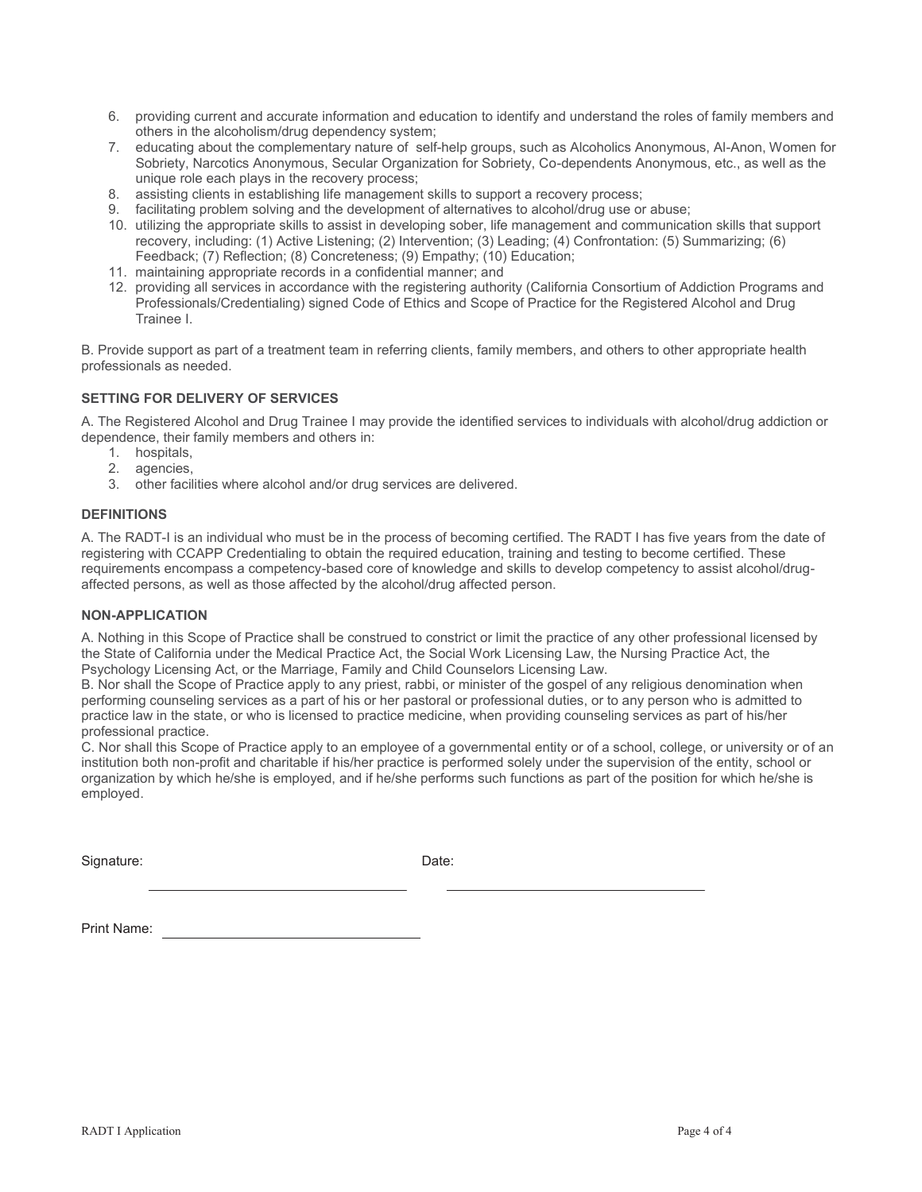6. providing current and accurate information and education to identify and understand the roles of family members and others in the alcoholism/drug dependency system;
7. educating about the complementary nature of self-help groups, such as Alcoholics Anonymous, Al-Anon, Women for Sobriety, Narcotics Anonymous, Secular Organization for Sobriety, Co-dependents Anonymous, etc., as well as the unique role each plays in the recovery process;
8. assisting clients in establishing life management skills to support a recovery process;
9. facilitating problem solving and the development of alternatives to alcohol/drug use or abuse;
10. utilizing the appropriate skills to assist in developing sober, life management and communication skills that support recovery, including: (1) Active Listening; (2) Intervention; (3) Leading; (4) Confrontation: (5) Summarizing; (6) Feedback; (7) Reflection; (8) Concreteness; (9) Empathy; (10) Education;
11. maintaining appropriate records in a confidential manner; and
12. providing all services in accordance with the registering authority (California Consortium of Addiction Programs and Professionals/Credentialing) signed Code of Ethics and Scope of Practice for the Registered Alcohol and Drug Trainee I.

B. Provide support as part of a treatment team in referring clients, family members, and others to other appropriate health professionals as needed.

**SETTING FOR DELIVERY OF SERVICES**

A. The Registered Alcohol and Drug Trainee I may provide the identified services to individuals with alcohol/drug addiction or dependence, their family members and others in:

1. hospitals,
2. agencies,
3. other facilities where alcohol and/or drug services are delivered.

**DEFINITIONS**

A. The RADT-I is an individual who must be in the process of becoming certified. The RADT I has five years from the date of registering with CCAPP Credentialing to obtain the required education, training and testing to become certified. These requirements encompass a competency-based core of knowledge and skills to develop competency to assist alcohol/drug-affected persons, as well as those affected by the alcohol/drug affected person.

**NON-APPLICATION**

A. Nothing in this Scope of Practice shall be construed to constrict or limit the practice of any other professional licensed by the State of California under the Medical Practice Act, the Social Work Licensing Law, the Nursing Practice Act, the Psychology Licensing Act, or the Marriage, Family and Child Counselors Licensing Law.
B. Nor shall the Scope of Practice apply to any priest, rabbi, or minister of the gospel of any religious denomination when performing counseling services as a part of his or her pastoral or professional duties, or to any person who is admitted to practice law in the state, or who is licensed to practice medicine, when providing counseling services as part of his/her professional practice.
C. Nor shall this Scope of Practice apply to an employee of a governmental entity or of a school, college, or university or of an institution both non-profit and charitable if his/her practice is performed solely under the supervision of the entity, school or organization by which he/she is employed, and if he/she performs such functions as part of the position for which he/she is employed.

Signature: ______________________ Date: ______________________

Print Name: ______________________